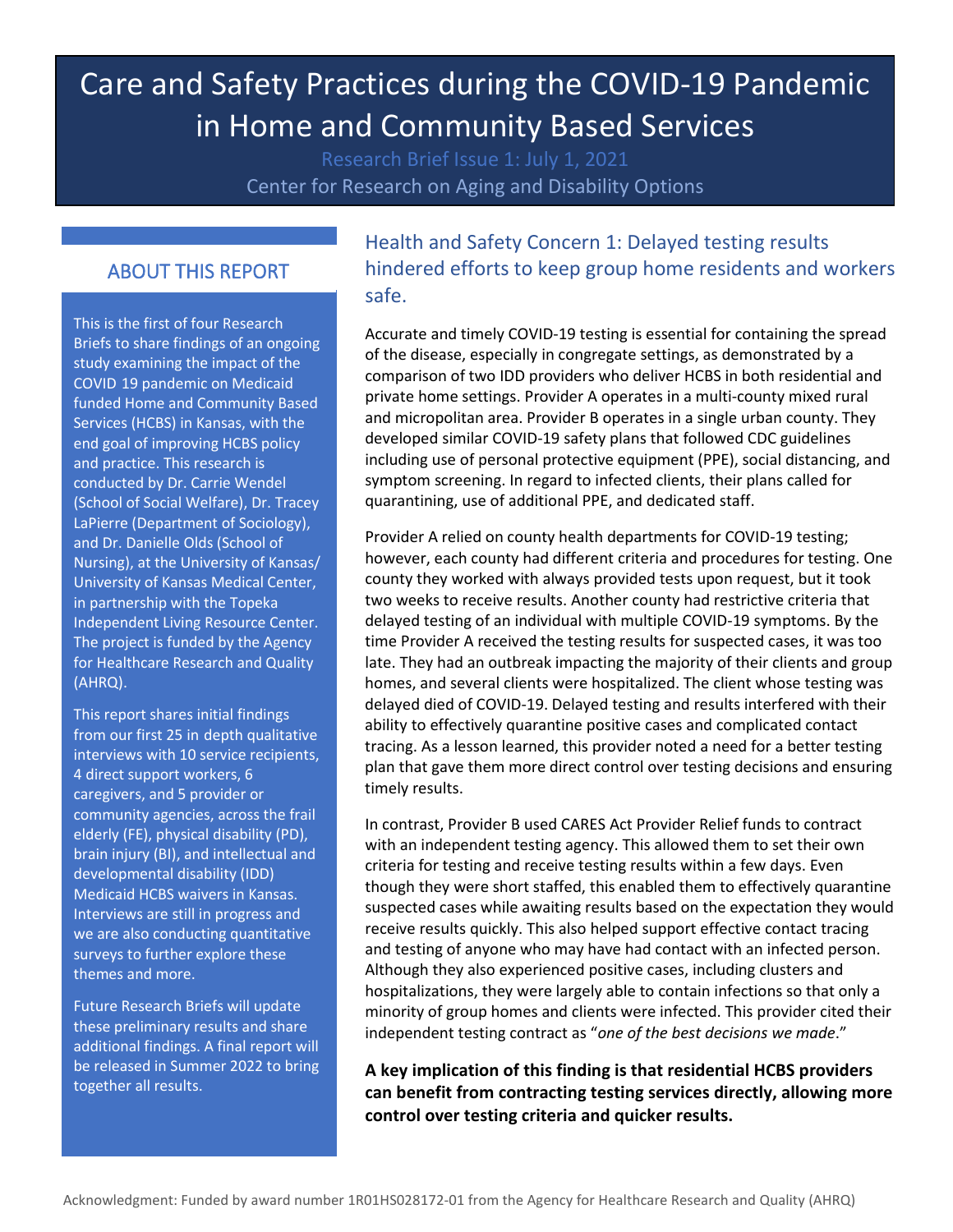# Care and Safety Practices during the COVID-19 Pandemic in Home and Community Based Services

Research Brief Issue 1: July 1, 2021

Center for Research on Aging and Disability Options

## ABOUT THIS REPORT

This is the first of four Research Briefs to share findings of an ongoing study examining the impact of the COVID 19 pandemic on Medicaid funded Home and Community Based Services (HCBS) in Kansas, with the end goal of improving HCBS policy and practice. This research is conducted by Dr. Carrie Wendel (School of Social Welfare), Dr. Tracey LaPierre (Department of Sociology), and Dr. Danielle Olds (School of Nursing), at the University of Kansas/ University of Kansas Medical Center, in partnership with the Topeka Independent Living Resource Center. The project is funded by the Agency for Healthcare Research and Quality (AHRQ).

This report shares initial findings from our first 25 in depth qualitative interviews with 10 service recipients, 4 direct support workers, 6 caregivers, and 5 provider or community agencies, across the frail elderly (FE), physical disability (PD), brain injury (BI), and intellectual and developmental disability (IDD) Medicaid HCBS waivers in Kansas. Interviews are still in progress and we are also conducting quantitative surveys to further explore these themes and more.

Future Research Briefs will update these preliminary results and share additional findings. A final report will be released in Summer 2022 to bring together all results.

## Health and Safety Concern 1: Delayed testing results hindered efforts to keep group home residents and workers safe.

Accurate and timely COVID-19 testing is essential for containing the spread of the disease, especially in congregate settings, as demonstrated by a comparison of two IDD providers who deliver HCBS in both residential and private home settings. Provider A operates in a multi-county mixed rural and micropolitan area. Provider B operates in a single urban county. They developed similar COVID-19 safety plans that followed CDC guidelines including use of personal protective equipment (PPE), social distancing, and symptom screening. In regard to infected clients, their plans called for quarantining, use of additional PPE, and dedicated staff.

Provider A relied on county health departments for COVID-19 testing; however, each county had different criteria and procedures for testing. One county they worked with always provided tests upon request, but it took two weeks to receive results. Another county had restrictive criteria that delayed testing of an individual with multiple COVID-19 symptoms. By the time Provider A received the testing results for suspected cases, it was too late. They had an outbreak impacting the majority of their clients and group homes, and several clients were hospitalized. The client whose testing was delayed died of COVID-19. Delayed testing and results interfered with their ability to effectively quarantine positive cases and complicated contact tracing. As a lesson learned, this provider noted a need for a better testing plan that gave them more direct control over testing decisions and ensuring timely results.

In contrast, Provider B used CARES Act Provider Relief funds to contract with an independent testing agency. This allowed them to set their own criteria for testing and receive testing results within a few days. Even though they were short staffed, this enabled them to effectively quarantine suspected cases while awaiting results based on the expectation they would receive results quickly. This also helped support effective contact tracing and testing of anyone who may have had contact with an infected person. Although they also experienced positive cases, including clusters and hospitalizations, they were largely able to contain infections so that only a minority of group homes and clients were infected. This provider cited their independent testing contract as "*one of the best decisions we made*."

**A key implication of this finding is that residential HCBS providers can benefit from contracting testing services directly, allowing more control over testing criteria and quicker results.**

Acknowledgment: Funded by award number 1R01HS028172-01 from the Agency for Healthcare Research and Quality (AHRQ)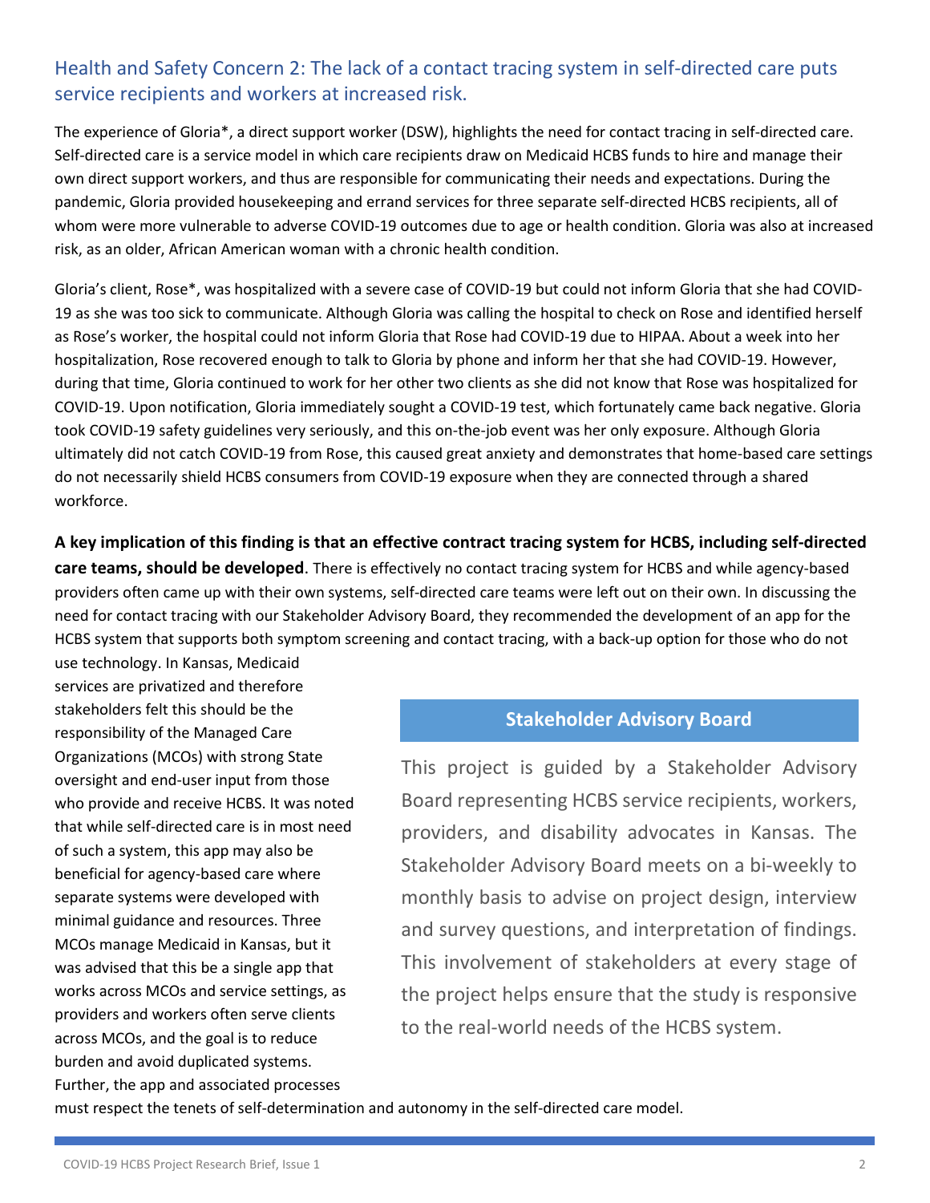## Health and Safety Concern 2: The lack of a contact tracing system in self-directed care puts service recipients and workers at increased risk.

The experience of Gloria*, a direct support worker (DSW), highlights the need for contact tracing in self-directed care. Self-directed care is a service model in which care recipients draw on Medicaid HCBS funds to hire and manage their own direct support workers, and thus are responsible for communicating their needs and expectations. During the pandemic, Gloria provided housekeeping and errand services for three separate self-directed HCBS recipients, all of whom were more vulnerable to adverse COVID-19 outcomes due to age or health condition. Gloria was also at increased risk, as an older, African American woman with a chronic health condition.

Gloria's client, Rose*, was hospitalized with a severe case of COVID-19 but could not inform Gloria that she had COVID-19 as she was too sick to communicate. Although Gloria was calling the hospital to check on Rose and identified herself as Rose's worker, the hospital could not inform Gloria that Rose had COVID-19 due to HIPAA. About a week into her hospitalization, Rose recovered enough to talk to Gloria by phone and inform her that she had COVID-19. However, during that time, Gloria continued to work for her other two clients as she did not know that Rose was hospitalized for COVID-19. Upon notification, Gloria immediately sought a COVID-19 test, which fortunately came back negative. Gloria took COVID-19 safety guidelines very seriously, and this on-the-job event was her only exposure. Although Gloria ultimately did not catch COVID-19 from Rose, this caused great anxiety and demonstrates that home-based care settings do not necessarily shield HCBS consumers from COVID-19 exposure when they are connected through a shared workforce.

**A key implication of this finding is that an effective contract tracing system for HCBS, including self-directed care teams, should be developed**. There is effectively no contact tracing system for HCBS and while agency-based providers often came up with their own systems, self-directed care teams were left out on their own. In discussing the need for contact tracing with our Stakeholder Advisory Board, they recommended the development of an app for the HCBS system that supports both symptom screening and contact tracing, with a back-up option for those who do not use technology. In Kansas, Medicaid services are privatized and therefore stakeholders felt this should be the responsibility of the Managed Care Organizations (MCOs) with strong State oversight and end-user input from those who provide and receive HCBS. It was noted that while self-directed care is in most need of such a system, this app may also be beneficial for agency-based care where separate systems were developed with minimal guidance and resources. Three MCOs manage Medicaid in Kansas, but it was advised that this be a single app that works across MCOs and service settings, as providers and workers often serve clients across MCOs, and the goal is to reduce burden and avoid duplicated systems. Further, the app and associated processes must respect the tenets of self-determination and autonomy in the self-directed care model.

### Stakeholder Advisory Board

This project is guided by a Stakeholder Advisory Board representing HCBS service recipients, workers, providers, and disability advocates in Kansas. The Stakeholder Advisory Board meets on a bi-weekly to monthly basis to advise on project design, interview and survey questions, and interpretation of findings. This involvement of stakeholders at every stage of the project helps ensure that the study is responsive to the real-world needs of the HCBS system.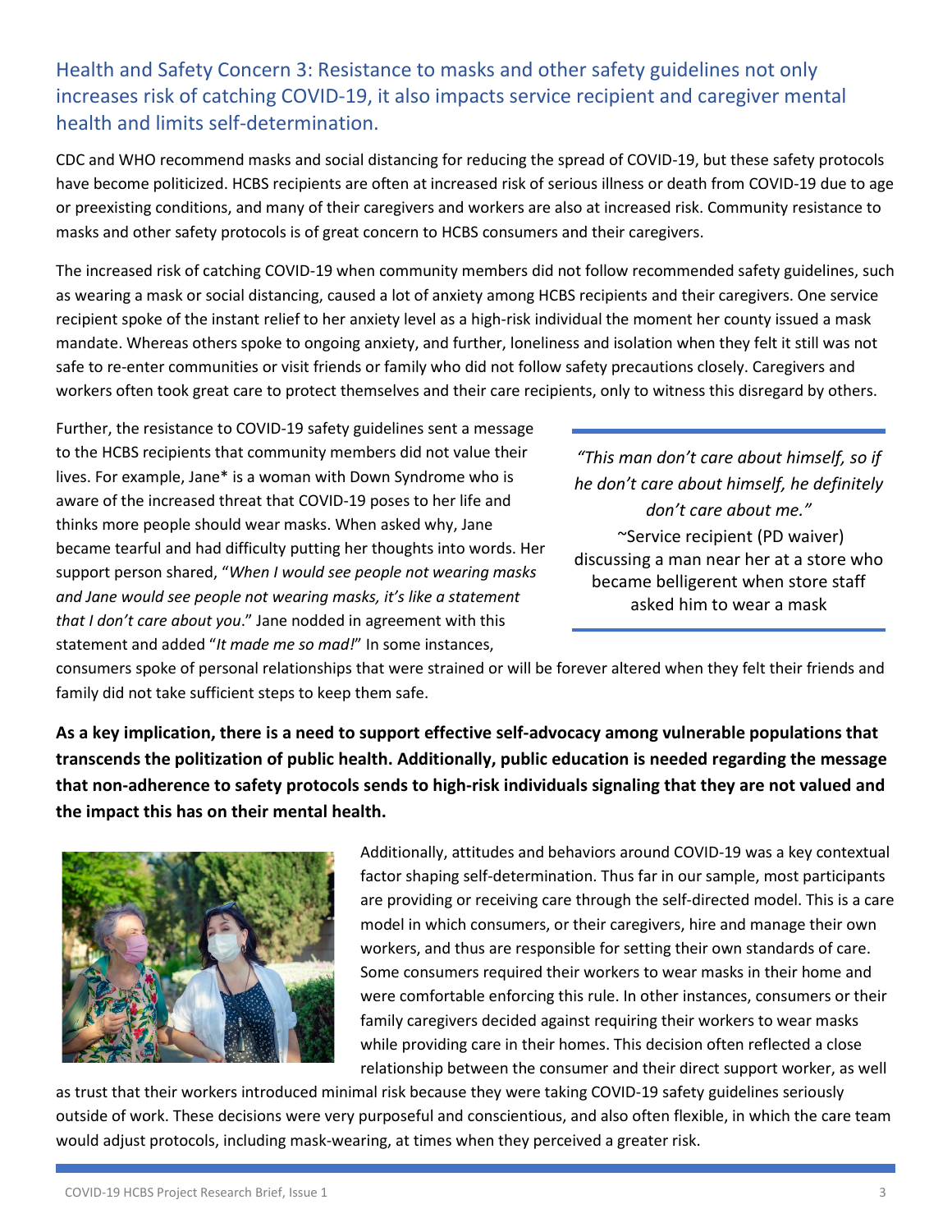## Health and Safety Concern 3: Resistance to masks and other safety guidelines not only increases risk of catching COVID-19, it also impacts service recipient and caregiver mental health and limits self-determination.

CDC and WHO recommend masks and social distancing for reducing the spread of COVID-19, but these safety protocols have become politicized. HCBS recipients are often at increased risk of serious illness or death from COVID-19 due to age or preexisting conditions, and many of their caregivers and workers are also at increased risk. Community resistance to masks and other safety protocols is of great concern to HCBS consumers and their caregivers.

The increased risk of catching COVID-19 when community members did not follow recommended safety guidelines, such as wearing a mask or social distancing, caused a lot of anxiety among HCBS recipients and their caregivers. One service recipient spoke of the instant relief to her anxiety level as a high-risk individual the moment her county issued a mask mandate. Whereas others spoke to ongoing anxiety, and further, loneliness and isolation when they felt it still was not safe to re-enter communities or visit friends or family who did not follow safety precautions closely. Caregivers and workers often took great care to protect themselves and their care recipients, only to witness this disregard by others.

Further, the resistance to COVID-19 safety guidelines sent a message to the HCBS recipients that community members did not value their lives. For example, Jane* is a woman with Down Syndrome who is aware of the increased threat that COVID-19 poses to her life and thinks more people should wear masks. When asked why, Jane became tearful and had difficulty putting her thoughts into words. Her support person shared, "*When I would see people not wearing masks and Jane would see people not wearing masks, it's like a statement that I don't care about you*." Jane nodded in agreement with this statement and added "*It made me so mad!*" In some instances, consumers spoke of personal relationships that were strained or will be forever altered when they felt their friends and family did not take sufficient steps to keep them safe.

> *"This man don't care about himself, so if he don't care about himself, he definitely don't care about me."*
> ~Service recipient (PD waiver) discussing a man near her at a store who became belligerent when store staff asked him to wear a mask

**As a key implication, there is a need to support effective self-advocacy among vulnerable populations that transcends the politization of public health. Additionally, public education is needed regarding the message that non-adherence to safety protocols sends to high-risk individuals signaling that they are not valued and the impact this has on their mental health.**

Additionally, attitudes and behaviors around COVID-19 was a key contextual factor shaping self-determination. Thus far in our sample, most participants are providing or receiving care through the self-directed model. This is a care model in which consumers, or their caregivers, hire and manage their own workers, and thus are responsible for setting their own standards of care. Some consumers required their workers to wear masks in their home and were comfortable enforcing this rule. In other instances, consumers or their family caregivers decided against requiring their workers to wear masks while providing care in their homes. This decision often reflected a close relationship between the consumer and their direct support worker, as well as trust that their workers introduced minimal risk because they were taking COVID-19 safety guidelines seriously outside of work. These decisions were very purposeful and conscientious, and also often flexible, in which the care team would adjust protocols, including mask-wearing, at times when they perceived a greater risk.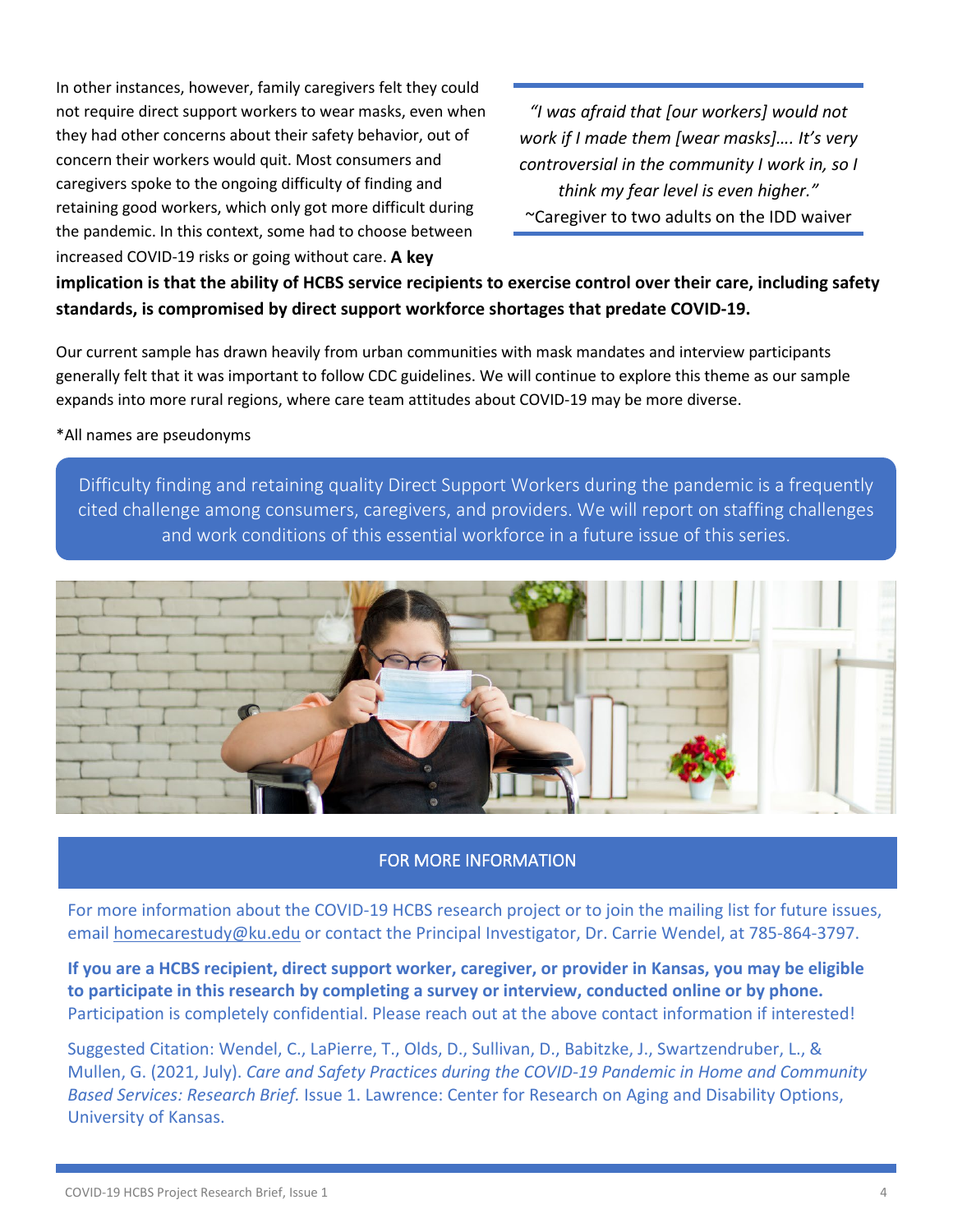In other instances, however, family caregivers felt they could not require direct support workers to wear masks, even when they had other concerns about their safety behavior, out of concern their workers would quit. Most consumers and caregivers spoke to the ongoing difficulty of finding and retaining good workers, which only got more difficult during the pandemic. In this context, some had to choose between increased COVID-19 risks or going without care. **A key implication is that the ability of HCBS service recipients to exercise control over their care, including safety standards, is compromised by direct support workforce shortages that predate COVID-19.**

> *"I was afraid that [our workers] would not work if I made them [wear masks]…. It's very controversial in the community I work in, so I think my fear level is even higher."*
> ~Caregiver to two adults on the IDD waiver

Our current sample has drawn heavily from urban communities with mask mandates and interview participants generally felt that it was important to follow CDC guidelines. We will continue to explore this theme as our sample expands into more rural regions, where care team attitudes about COVID-19 may be more diverse.

*All names are pseudonyms

Difficulty finding and retaining quality Direct Support Workers during the pandemic is a frequently cited challenge among consumers, caregivers, and providers. We will report on staffing challenges and work conditions of this essential workforce in a future issue of this series.

## FOR MORE INFORMATION

For more information about the COVID-19 HCBS research project or to join the mailing list for future issues, email homecarestudy@ku.edu or contact the Principal Investigator, Dr. Carrie Wendel, at 785-864-3797.

**If you are a HCBS recipient, direct support worker, caregiver, or provider in Kansas, you may be eligible to participate in this research by completing a survey or interview, conducted online or by phone.** Participation is completely confidential. Please reach out at the above contact information if interested!

Suggested Citation: Wendel, C., LaPierre, T., Olds, D., Sullivan, D., Babitzke, J., Swartzendruber, L., & Mullen, G. (2021, July). *Care and Safety Practices during the COVID-19 Pandemic in Home and Community Based Services: Research Brief.* Issue 1. Lawrence: Center for Research on Aging and Disability Options, University of Kansas.